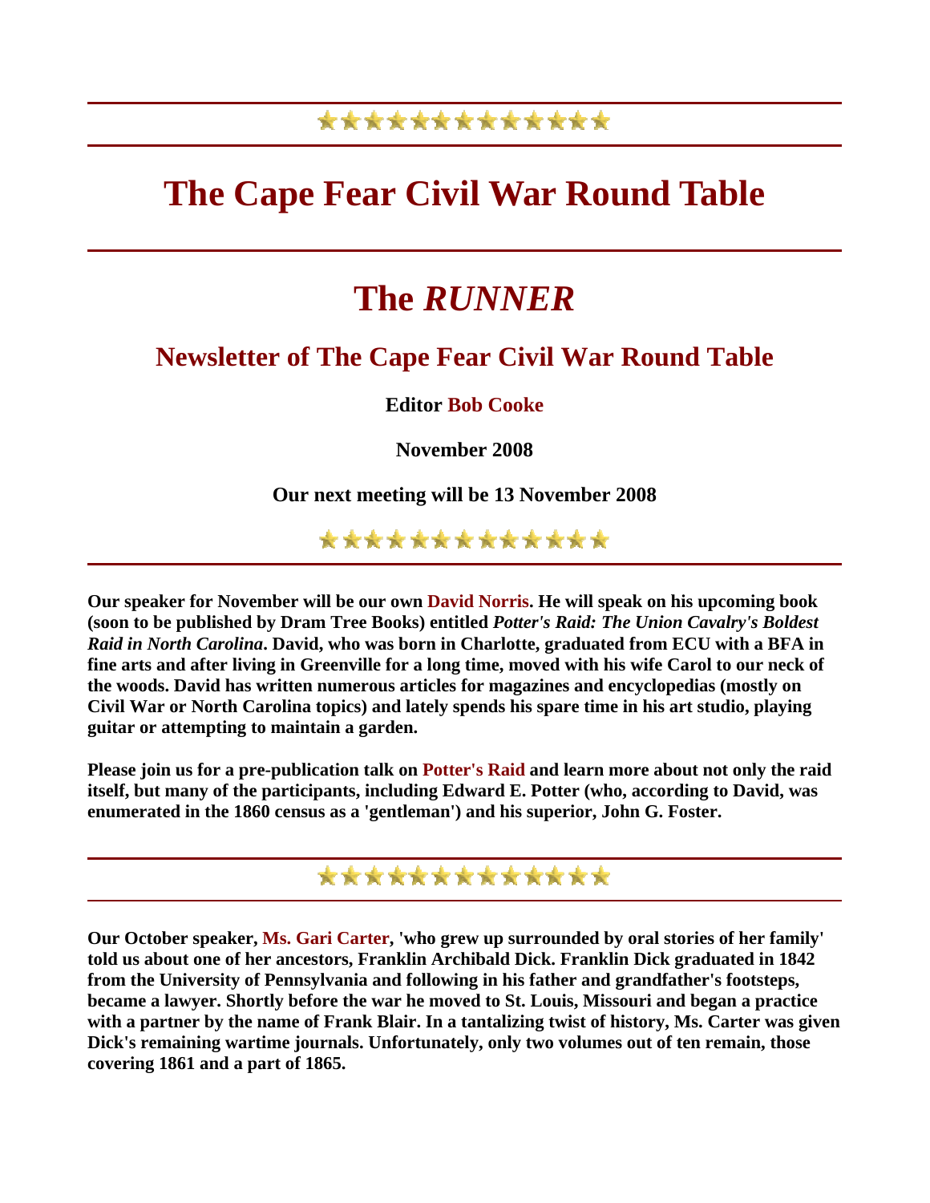# The Cape Fear Civil War Round Table

# The *RUNNER*

## Newsletter of The Cape Fear Civil War Round Table

**Editor Bob Cooke**

**November 2008**

**Our next meeting will be 13 November 2008**

---

**Our speaker for November will be our own David Norris. He will speak on his upcoming book (soon to be published by Dram Tree Books) entitled *Potter's Raid: The Union Cavalry's Boldest Raid in North Carolina*. David, who was born in Charlotte, graduated from ECU with a BFA in fine arts and after living in Greenville for a long time, moved with his wife Carol to our neck of the woods. David has written numerous articles for magazines and encyclopedias (mostly on Civil War or North Carolina topics) and lately spends his spare time in his art studio, playing guitar or attempting to maintain a garden.**

**Please join us for a pre-publication talk on Potter's Raid and learn more about not only the raid itself, but many of the participants, including Edward E. Potter (who, according to David, was enumerated in the 1860 census as a 'gentleman') and his superior, John G. Foster.**

---

**Our October speaker, Ms. Gari Carter, 'who grew up surrounded by oral stories of her family' told us about one of her ancestors, Franklin Archibald Dick. Franklin Dick graduated in 1842 from the University of Pennsylvania and following in his father and grandfather's footsteps, became a lawyer. Shortly before the war he moved to St. Louis, Missouri and began a practice with a partner by the name of Frank Blair. In a tantalizing twist of history, Ms. Carter was given Dick's remaining wartime journals. Unfortunately, only two volumes out of ten remain, those covering 1861 and a part of 1865.**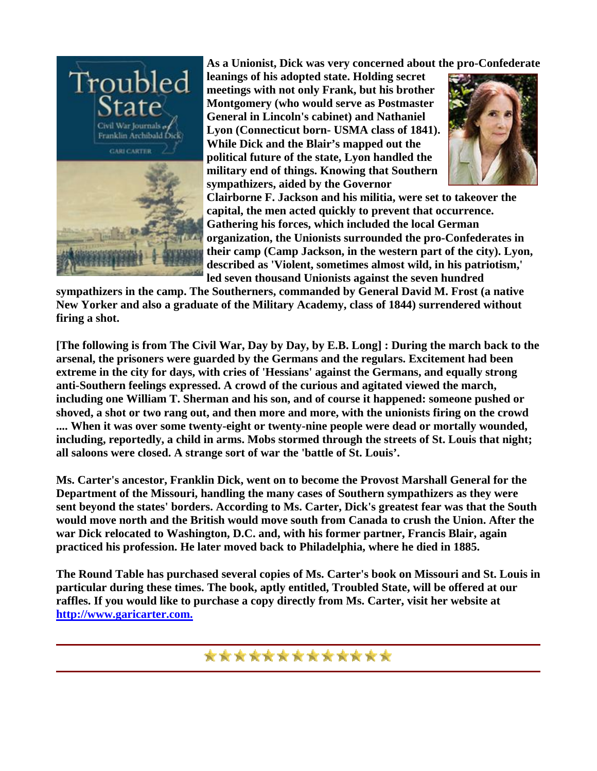**As a Unionist, Dick was very concerned about the pro-Confederate leanings of his adopted state. Holding secret meetings with not only Frank, but his brother Montgomery (who would serve as Postmaster General in Lincoln's cabinet) and Nathaniel Lyon (Connecticut born- USMA class of 1841). While Dick and the Blair's mapped out the political future of the state, Lyon handled the military end of things. Knowing that Southern sympathizers, aided by the Governor Clairborne F. Jackson and his militia, were set to takeover the capital, the men acted quickly to prevent that occurrence. Gathering his forces, which included the local German organization, the Unionists surrounded the pro-Confederates in their camp (Camp Jackson, in the western part of the city). Lyon, described as 'Violent, sometimes almost wild, in his patriotism,' led seven thousand Unionists against the seven hundred sympathizers in the camp. The Southerners, commanded by General David M. Frost (a native New Yorker and also a graduate of the Military Academy, class of 1844) surrendered without firing a shot.**

**[The following is from The Civil War, Day by Day, by E.B. Long] : During the march back to the arsenal, the prisoners were guarded by the Germans and the regulars. Excitement had been extreme in the city for days, with cries of 'Hessians' against the Germans, and equally strong anti-Southern feelings expressed. A crowd of the curious and agitated viewed the march, including one William T. Sherman and his son, and of course it happened: someone pushed or shoved, a shot or two rang out, and then more and more, with the unionists firing on the crowd .... When it was over some twenty-eight or twenty-nine people were dead or mortally wounded, including, reportedly, a child in arms. Mobs stormed through the streets of St. Louis that night; all saloons were closed. A strange sort of war the 'battle of St. Louis'.**

**Ms. Carter's ancestor, Franklin Dick, went on to become the Provost Marshall General for the Department of the Missouri, handling the many cases of Southern sympathizers as they were sent beyond the states' borders. According to Ms. Carter, Dick's greatest fear was that the South would move north and the British would move south from Canada to crush the Union. After the war Dick relocated to Washington, D.C. and, with his former partner, Francis Blair, again practiced his profession. He later moved back to Philadelphia, where he died in 1885.**

**The Round Table has purchased several copies of Ms. Carter's book on Missouri and St. Louis in particular during these times. The book, aptly entitled, Troubled State, will be offered at our raffles. If you would like to purchase a copy directly from Ms. Carter, visit her website at [http://www.garicarter.com.](http://www.garicarter.com)**

---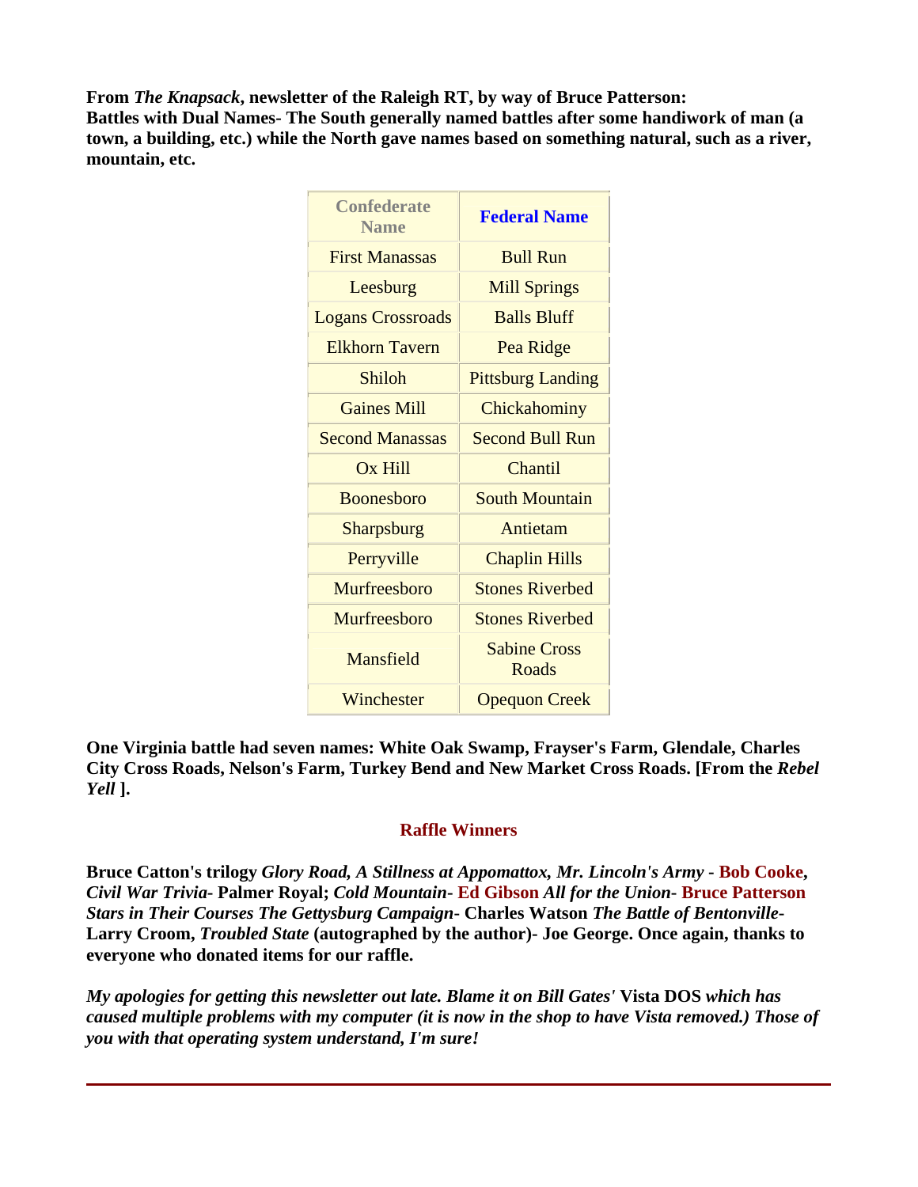**From *The Knapsack*, newsletter of the Raleigh RT, by way of Bruce Patterson:**
**Battles with Dual Names- The South generally named battles after some handiwork of man (a town, a building, etc.) while the North gave names based on something natural, such as a river, mountain, etc.**

| Confederate Name | Federal Name |
|---|---|
| First Manassas | Bull Run |
| Leesburg | Mill Springs |
| Logans Crossroads | Balls Bluff |
| Elkhorn Tavern | Pea Ridge |
| Shiloh | Pittsburg Landing |
| Gaines Mill | Chickahominy |
| Second Manassas | Second Bull Run |
| Ox Hill | Chantil |
| Boonesboro | South Mountain |
| Sharpsburg | Antietam |
| Perryville | Chaplin Hills |
| Murfreesboro | Stones Riverbed |
| Murfreesboro | Stones Riverbed |
| Mansfield | Sabine Cross Roads |
| Winchester | Opequon Creek |

**One Virginia battle had seven names: White Oak Swamp, Frayser's Farm, Glendale, Charles City Cross Roads, Nelson's Farm, Turkey Bend and New Market Cross Roads. [From the *Rebel Yell* ].**

## Raffle Winners

**Bruce Catton's trilogy *Glory Road, A Stillness at Appomattox, Mr. Lincoln's Army* - Bob Cooke, *Civil War Trivia*- Palmer Royal; *Cold Mountain*- Ed Gibson *All for the Union*- Bruce Patterson *Stars in Their Courses The Gettysburg Campaign*- Charles Watson *The Battle of Bentonville*- Larry Croom, *Troubled State* (autographed by the author)- Joe George. Once again, thanks to everyone who donated items for our raffle.**

*My apologies for getting this newsletter out late. Blame it on Bill Gates'* **Vista DOS** *which has caused multiple problems with my computer (it is now in the shop to have Vista removed.) Those of you with that operating system understand, I'm sure!*